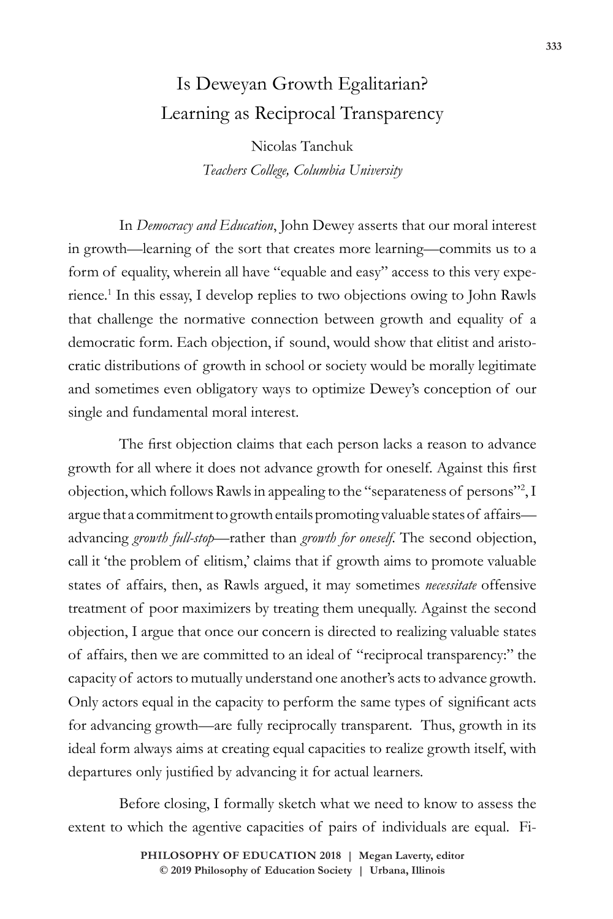# Is Deweyan Growth Egalitarian? Learning as Reciprocal Transparency

Nicolas Tanchuk

*Teachers College, Columbia University*

In *Democracy and Education*, John Dewey asserts that our moral interest in growth—learning of the sort that creates more learning—commits us to a form of equality, wherein all have "equable and easy" access to this very experience.[1] In this essay, I develop replies to two objections owing to John Rawls that challenge the normative connection between growth and equality of a democratic form. Each objection, if sound, would show that elitist and aristocratic distributions of growth in school or society would be morally legitimate and sometimes even obligatory ways to optimize Dewey's conception of our single and fundamental moral interest.

The first objection claims that each person lacks a reason to advance growth for all where it does not advance growth for oneself. Against this first objection, which follows Rawls in appealing to the "separateness of persons"[2], I argue that a commitment to growth entails promoting valuable states of affairs—advancing *growth full-stop*—rather than *growth for oneself*. The second objection, call it 'the problem of elitism,' claims that if growth aims to promote valuable states of affairs, then, as Rawls argued, it may sometimes *necessitate* offensive treatment of poor maximizers by treating them unequally. Against the second objection, I argue that once our concern is directed to realizing valuable states of affairs, then we are committed to an ideal of "reciprocal transparency:" the capacity of actors to mutually understand one another's acts to advance growth. Only actors equal in the capacity to perform the same types of significant acts for advancing growth—are fully reciprocally transparent. Thus, growth in its ideal form always aims at creating equal capacities to realize growth itself, with departures only justified by advancing it for actual learners.

Before closing, I formally sketch what we need to know to assess the extent to which the agentive capacities of pairs of individuals are equal. Fi-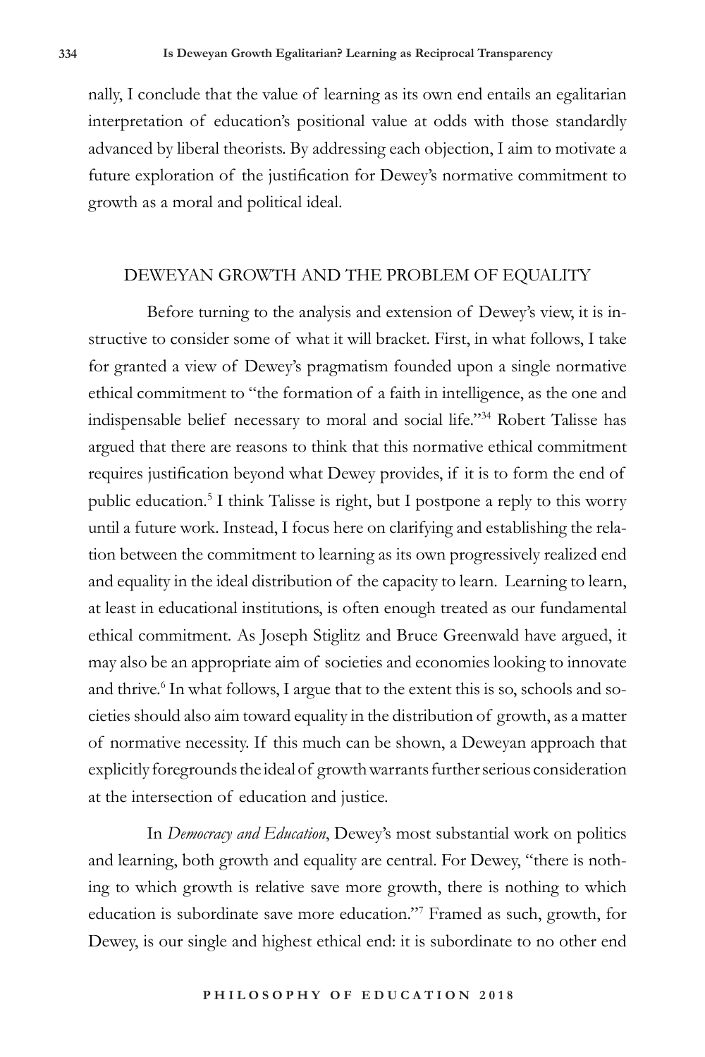nally, I conclude that the value of learning as its own end entails an egalitarian interpretation of education's positional value at odds with those standardly advanced by liberal theorists. By addressing each objection, I aim to motivate a future exploration of the justification for Dewey's normative commitment to growth as a moral and political ideal.

## DEWEYAN GROWTH AND THE PROBLEM OF EQUALITY

Before turning to the analysis and extension of Dewey's view, it is instructive to consider some of what it will bracket. First, in what follows, I take for granted a view of Dewey's pragmatism founded upon a single normative ethical commitment to "the formation of a faith in intelligence, as the one and indispensable belief necessary to moral and social life."[34] Robert Talisse has argued that there are reasons to think that this normative ethical commitment requires justification beyond what Dewey provides, if it is to form the end of public education.[5] I think Talisse is right, but I postpone a reply to this worry until a future work. Instead, I focus here on clarifying and establishing the relation between the commitment to learning as its own progressively realized end and equality in the ideal distribution of the capacity to learn. Learning to learn, at least in educational institutions, is often enough treated as our fundamental ethical commitment. As Joseph Stiglitz and Bruce Greenwald have argued, it may also be an appropriate aim of societies and economies looking to innovate and thrive.[6] In what follows, I argue that to the extent this is so, schools and societies should also aim toward equality in the distribution of growth, as a matter of normative necessity. If this much can be shown, a Deweyan approach that explicitly foregrounds the ideal of growth warrants further serious consideration at the intersection of education and justice.

In *Democracy and Education*, Dewey's most substantial work on politics and learning, both growth and equality are central. For Dewey, "there is nothing to which growth is relative save more growth, there is nothing to which education is subordinate save more education."[7] Framed as such, growth, for Dewey, is our single and highest ethical end: it is subordinate to no other end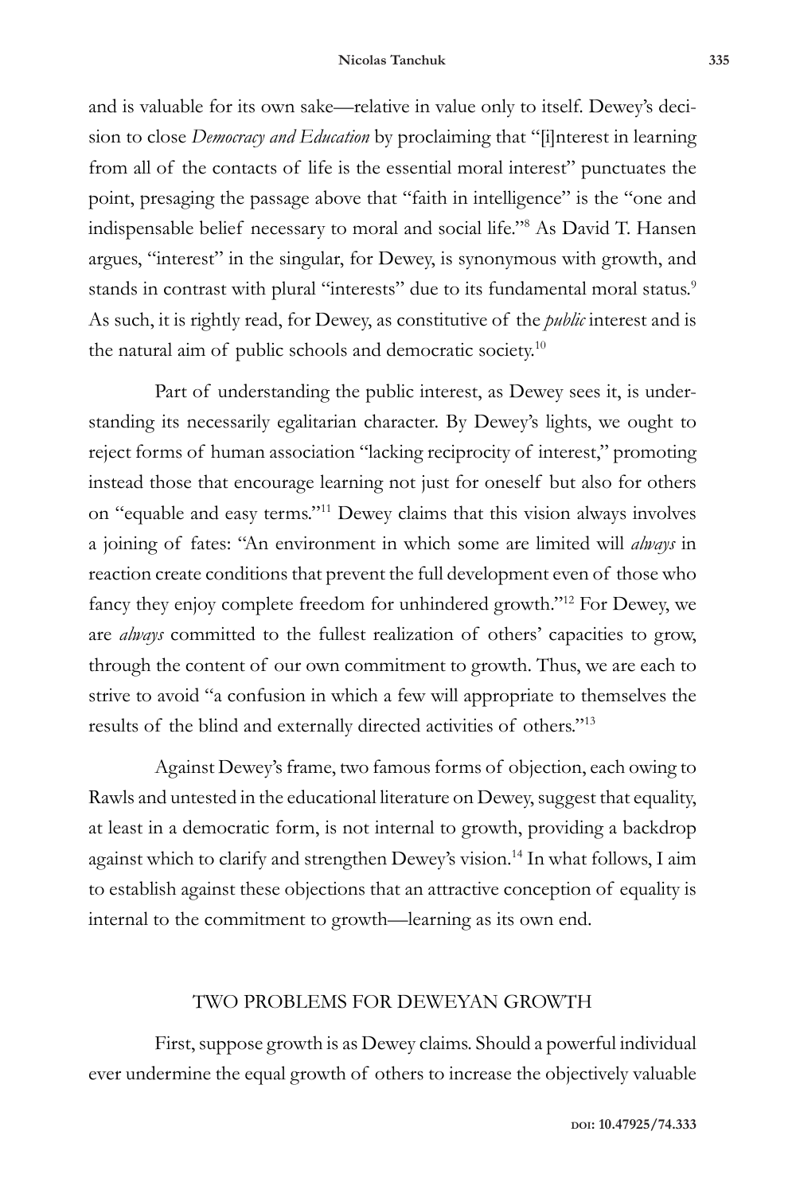and is valuable for its own sake—relative in value only to itself. Dewey's decision to close *Democracy and Education* by proclaiming that "[i]nterest in learning from all of the contacts of life is the essential moral interest" punctuates the point, presaging the passage above that "faith in intelligence" is the "one and indispensable belief necessary to moral and social life."[8] As David T. Hansen argues, "interest" in the singular, for Dewey, is synonymous with growth, and stands in contrast with plural "interests" due to its fundamental moral status.[9] As such, it is rightly read, for Dewey, as constitutive of the *public* interest and is the natural aim of public schools and democratic society.[10]

Part of understanding the public interest, as Dewey sees it, is understanding its necessarily egalitarian character. By Dewey's lights, we ought to reject forms of human association "lacking reciprocity of interest," promoting instead those that encourage learning not just for oneself but also for others on "equable and easy terms."[11] Dewey claims that this vision always involves a joining of fates: "An environment in which some are limited will *always* in reaction create conditions that prevent the full development even of those who fancy they enjoy complete freedom for unhindered growth."[12] For Dewey, we are *always* committed to the fullest realization of others' capacities to grow, through the content of our own commitment to growth. Thus, we are each to strive to avoid "a confusion in which a few will appropriate to themselves the results of the blind and externally directed activities of others."[13]

Against Dewey's frame, two famous forms of objection, each owing to Rawls and untested in the educational literature on Dewey, suggest that equality, at least in a democratic form, is not internal to growth, providing a backdrop against which to clarify and strengthen Dewey's vision.[14] In what follows, I aim to establish against these objections that an attractive conception of equality is internal to the commitment to growth—learning as its own end.

## TWO PROBLEMS FOR DEWEYAN GROWTH

First, suppose growth is as Dewey claims. Should a powerful individual ever undermine the equal growth of others to increase the objectively valuable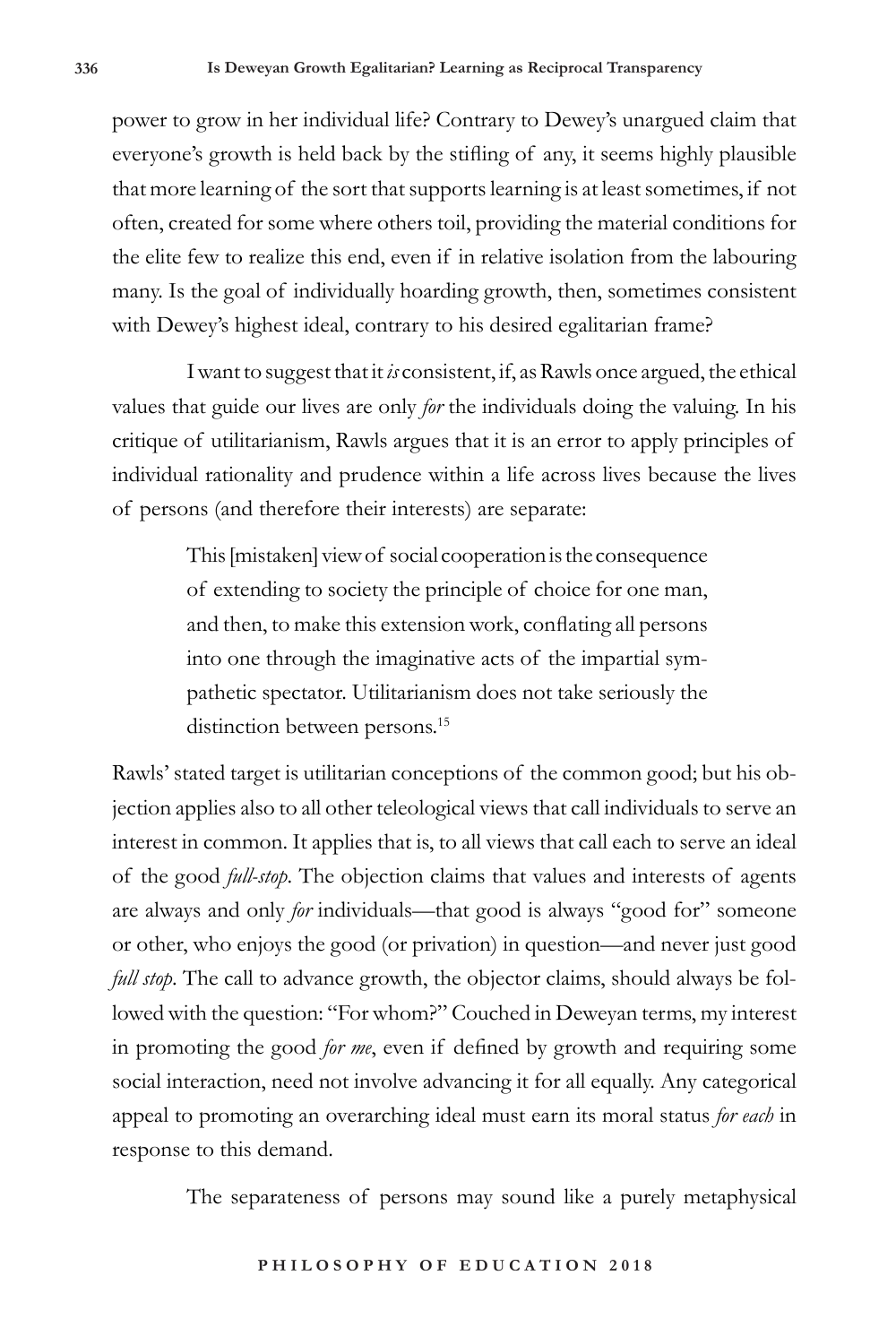power to grow in her individual life? Contrary to Dewey's unargued claim that everyone's growth is held back by the stifling of any, it seems highly plausible that more learning of the sort that supports learning is at least sometimes, if not often, created for some where others toil, providing the material conditions for the elite few to realize this end, even if in relative isolation from the labouring many. Is the goal of individually hoarding growth, then, sometimes consistent with Dewey's highest ideal, contrary to his desired egalitarian frame?

I want to suggest that it *is* consistent, if, as Rawls once argued, the ethical values that guide our lives are only *for* the individuals doing the valuing. In his critique of utilitarianism, Rawls argues that it is an error to apply principles of individual rationality and prudence within a life across lives because the lives of persons (and therefore their interests) are separate:

> This [mistaken] view of social cooperation is the consequence of extending to society the principle of choice for one man, and then, to make this extension work, conflating all persons into one through the imaginative acts of the impartial sympathetic spectator. Utilitarianism does not take seriously the distinction between persons.[15]

Rawls' stated target is utilitarian conceptions of the common good; but his objection applies also to all other teleological views that call individuals to serve an interest in common. It applies that is, to all views that call each to serve an ideal of the good *full-stop*. The objection claims that values and interests of agents are always and only *for* individuals—that good is always "good for" someone or other, who enjoys the good (or privation) in question—and never just good *full stop*. The call to advance growth, the objector claims, should always be followed with the question: "For whom?" Couched in Deweyan terms, my interest in promoting the good *for me*, even if defined by growth and requiring some social interaction, need not involve advancing it for all equally. Any categorical appeal to promoting an overarching ideal must earn its moral status *for each* in response to this demand.

The separateness of persons may sound like a purely metaphysical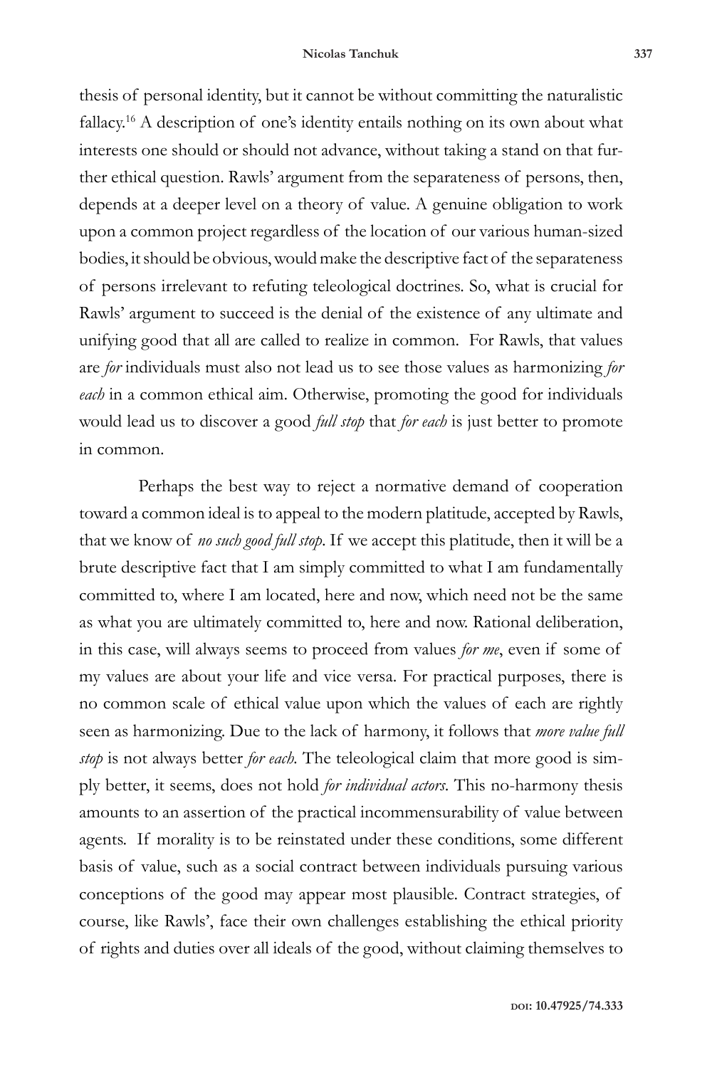thesis of personal identity, but it cannot be without committing the naturalistic fallacy.[16] A description of one's identity entails nothing on its own about what interests one should or should not advance, without taking a stand on that further ethical question. Rawls' argument from the separateness of persons, then, depends at a deeper level on a theory of value. A genuine obligation to work upon a common project regardless of the location of our various human-sized bodies, it should be obvious, would make the descriptive fact of the separateness of persons irrelevant to refuting teleological doctrines. So, what is crucial for Rawls' argument to succeed is the denial of the existence of any ultimate and unifying good that all are called to realize in common. For Rawls, that values are *for* individuals must also not lead us to see those values as harmonizing *for each* in a common ethical aim. Otherwise, promoting the good for individuals would lead us to discover a good *full stop* that *for each* is just better to promote in common.

Perhaps the best way to reject a normative demand of cooperation toward a common ideal is to appeal to the modern platitude, accepted by Rawls, that we know of *no such good full stop*. If we accept this platitude, then it will be a brute descriptive fact that I am simply committed to what I am fundamentally committed to, where I am located, here and now, which need not be the same as what you are ultimately committed to, here and now. Rational deliberation, in this case, will always seems to proceed from values *for me*, even if some of my values are about your life and vice versa. For practical purposes, there is no common scale of ethical value upon which the values of each are rightly seen as harmonizing. Due to the lack of harmony, it follows that *more value full stop* is not always better *for each*. The teleological claim that more good is simply better, it seems, does not hold *for individual actors*. This no-harmony thesis amounts to an assertion of the practical incommensurability of value between agents. If morality is to be reinstated under these conditions, some different basis of value, such as a social contract between individuals pursuing various conceptions of the good may appear most plausible. Contract strategies, of course, like Rawls', face their own challenges establishing the ethical priority of rights and duties over all ideals of the good, without claiming themselves to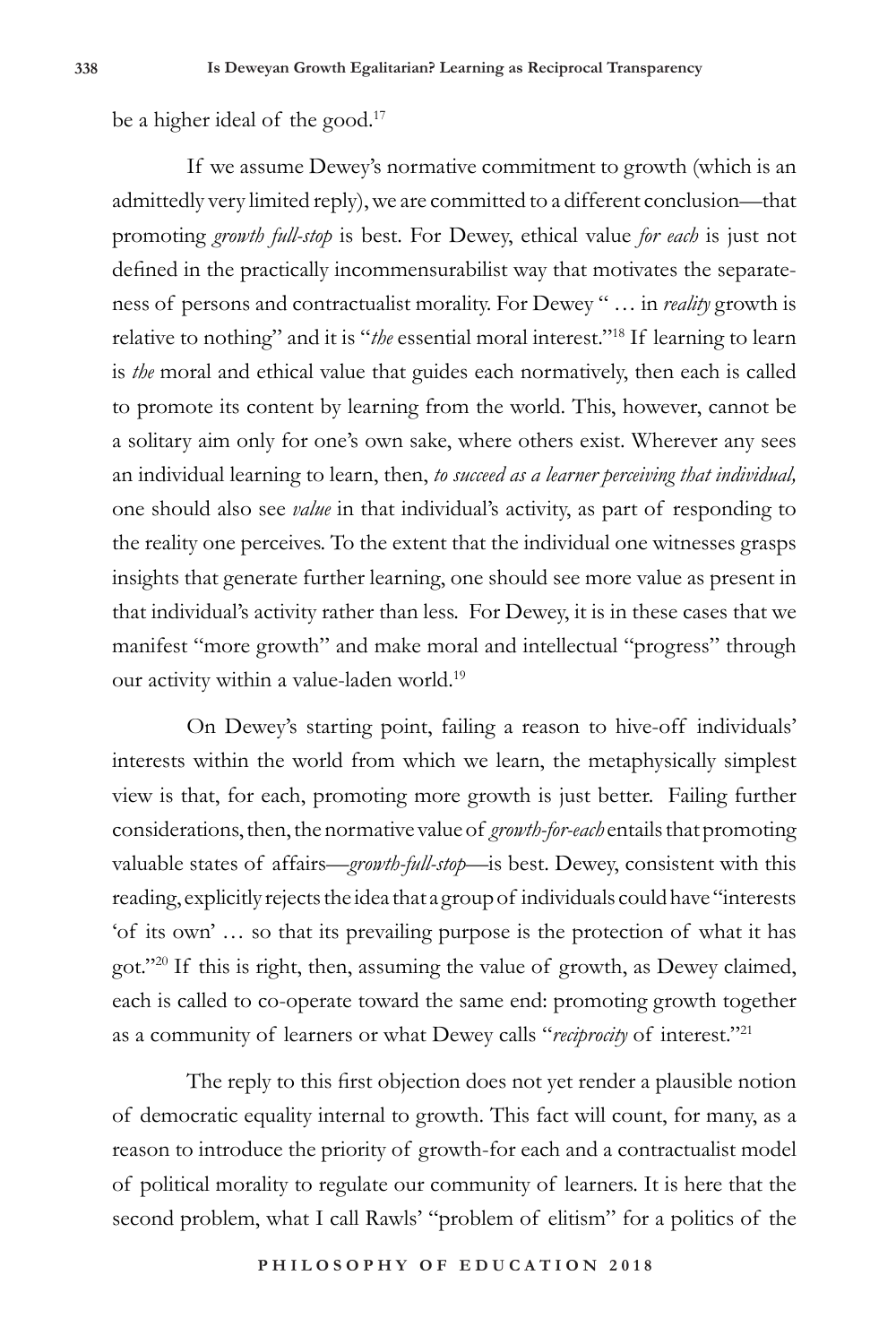be a higher ideal of the good.[17]

If we assume Dewey's normative commitment to growth (which is an admittedly very limited reply), we are committed to a different conclusion—that promoting *growth full-stop* is best. For Dewey, ethical value *for each* is just not defined in the practically incommensurabilist way that motivates the separateness of persons and contractualist morality. For Dewey " … in *reality* growth is relative to nothing" and it is "*the* essential moral interest."[18] If learning to learn is *the* moral and ethical value that guides each normatively, then each is called to promote its content by learning from the world. This, however, cannot be a solitary aim only for one's own sake, where others exist. Wherever any sees an individual learning to learn, then, *to succeed as a learner perceiving that individual,* one should also see *value* in that individual's activity, as part of responding to the reality one perceives. To the extent that the individual one witnesses grasps insights that generate further learning, one should see more value as present in that individual's activity rather than less. For Dewey, it is in these cases that we manifest "more growth" and make moral and intellectual "progress" through our activity within a value-laden world.[19]

On Dewey's starting point, failing a reason to hive-off individuals' interests within the world from which we learn, the metaphysically simplest view is that, for each, promoting more growth is just better. Failing further considerations, then, the normative value of *growth-for-each* entails that promoting valuable states of affairs—*growth-full-stop*—is best. Dewey, consistent with this reading, explicitly rejects the idea that a group of individuals could have "interests 'of its own' … so that its prevailing purpose is the protection of what it has got."[20] If this is right, then, assuming the value of growth, as Dewey claimed, each is called to co-operate toward the same end: promoting growth together as a community of learners or what Dewey calls "*reciprocity* of interest."[21]

The reply to this first objection does not yet render a plausible notion of democratic equality internal to growth. This fact will count, for many, as a reason to introduce the priority of growth-for each and a contractualist model of political morality to regulate our community of learners. It is here that the second problem, what I call Rawls' "problem of elitism" for a politics of the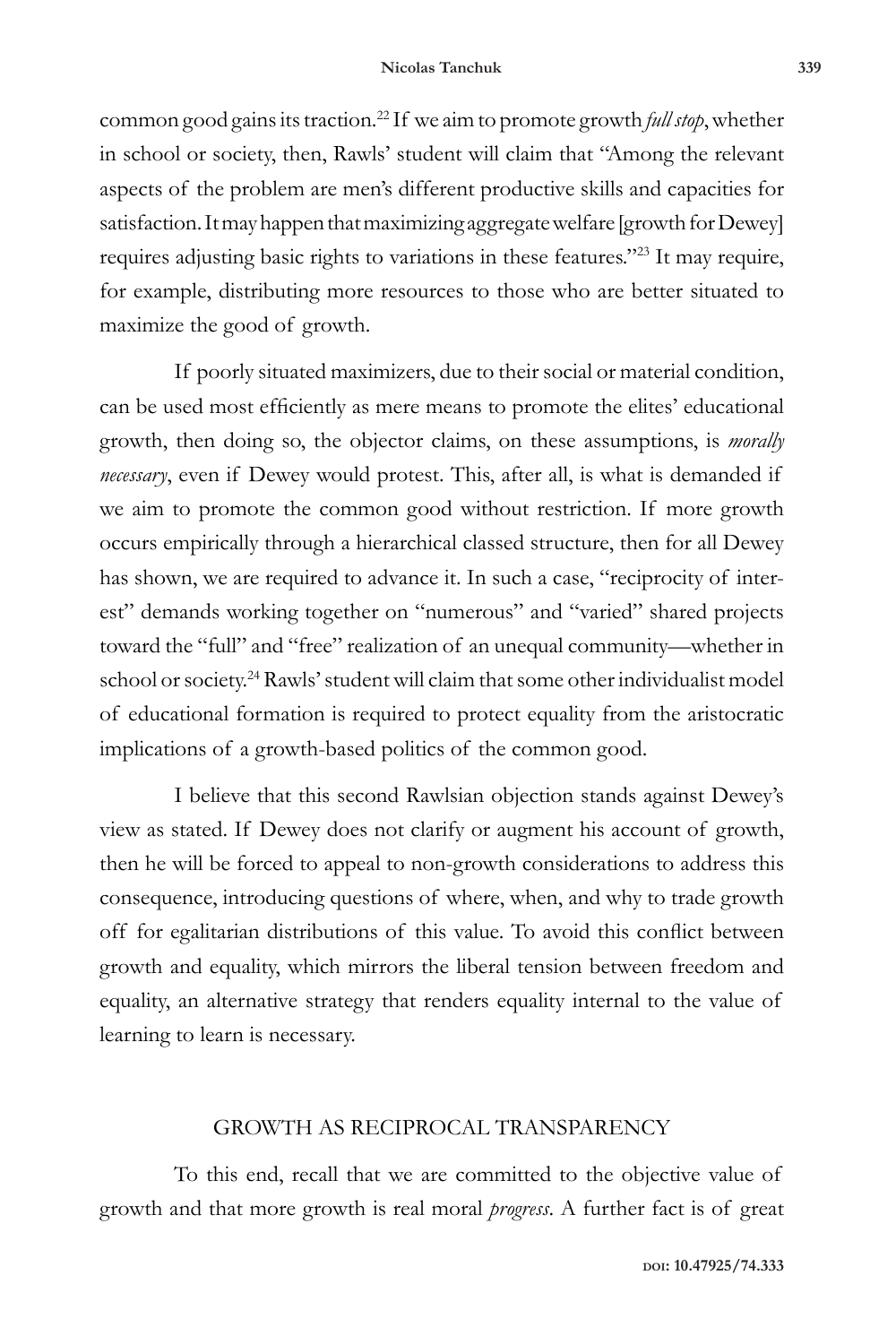common good gains its traction.[22] If we aim to promote growth *full stop*, whether in school or society, then, Rawls' student will claim that "Among the relevant aspects of the problem are men's different productive skills and capacities for satisfaction. It may happen that maximizing aggregate welfare [growth for Dewey] requires adjusting basic rights to variations in these features."[23] It may require, for example, distributing more resources to those who are better situated to maximize the good of growth.

If poorly situated maximizers, due to their social or material condition, can be used most efficiently as mere means to promote the elites' educational growth, then doing so, the objector claims, on these assumptions, is *morally necessary*, even if Dewey would protest. This, after all, is what is demanded if we aim to promote the common good without restriction. If more growth occurs empirically through a hierarchical classed structure, then for all Dewey has shown, we are required to advance it. In such a case, "reciprocity of interest" demands working together on "numerous" and "varied" shared projects toward the "full" and "free" realization of an unequal community—whether in school or society.[24] Rawls' student will claim that some other individualist model of educational formation is required to protect equality from the aristocratic implications of a growth-based politics of the common good.

I believe that this second Rawlsian objection stands against Dewey's view as stated. If Dewey does not clarify or augment his account of growth, then he will be forced to appeal to non-growth considerations to address this consequence, introducing questions of where, when, and why to trade growth off for egalitarian distributions of this value. To avoid this conflict between growth and equality, which mirrors the liberal tension between freedom and equality, an alternative strategy that renders equality internal to the value of learning to learn is necessary.

## GROWTH AS RECIPROCAL TRANSPARENCY

To this end, recall that we are committed to the objective value of growth and that more growth is real moral *progress*. A further fact is of great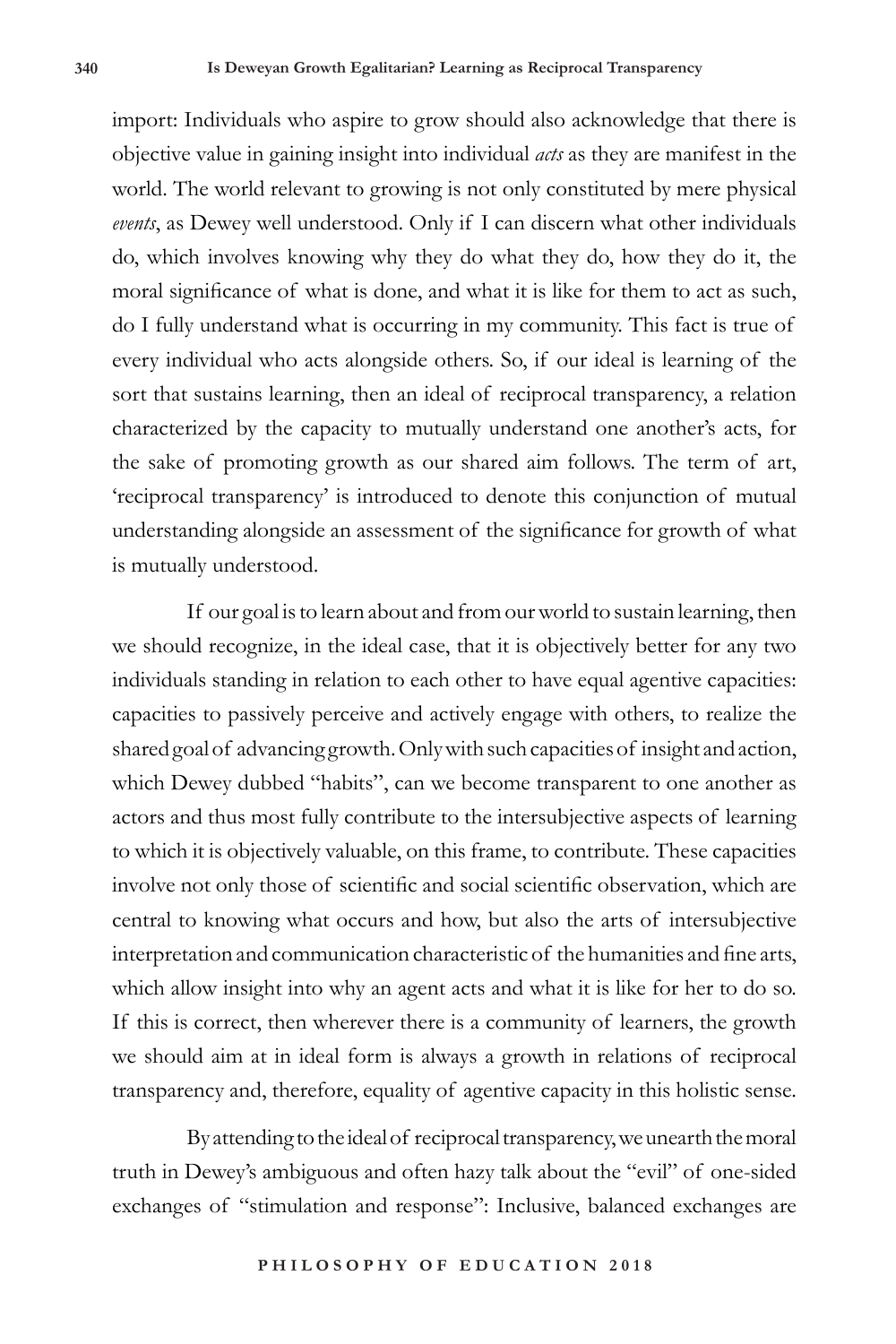import: Individuals who aspire to grow should also acknowledge that there is objective value in gaining insight into individual *acts* as they are manifest in the world. The world relevant to growing is not only constituted by mere physical *events*, as Dewey well understood. Only if I can discern what other individuals do, which involves knowing why they do what they do, how they do it, the moral significance of what is done, and what it is like for them to act as such, do I fully understand what is occurring in my community. This fact is true of every individual who acts alongside others. So, if our ideal is learning of the sort that sustains learning, then an ideal of reciprocal transparency, a relation characterized by the capacity to mutually understand one another's acts, for the sake of promoting growth as our shared aim follows. The term of art, 'reciprocal transparency' is introduced to denote this conjunction of mutual understanding alongside an assessment of the significance for growth of what is mutually understood.

If our goal is to learn about and from our world to sustain learning, then we should recognize, in the ideal case, that it is objectively better for any two individuals standing in relation to each other to have equal agentive capacities: capacities to passively perceive and actively engage with others, to realize the shared goal of advancing growth. Only with such capacities of insight and action, which Dewey dubbed "habits", can we become transparent to one another as actors and thus most fully contribute to the intersubjective aspects of learning to which it is objectively valuable, on this frame, to contribute. These capacities involve not only those of scientific and social scientific observation, which are central to knowing what occurs and how, but also the arts of intersubjective interpretation and communication characteristic of the humanities and fine arts, which allow insight into why an agent acts and what it is like for her to do so. If this is correct, then wherever there is a community of learners, the growth we should aim at in ideal form is always a growth in relations of reciprocal transparency and, therefore, equality of agentive capacity in this holistic sense.

By attending to the ideal of reciprocal transparency, we unearth the moral truth in Dewey's ambiguous and often hazy talk about the "evil" of one-sided exchanges of "stimulation and response": Inclusive, balanced exchanges are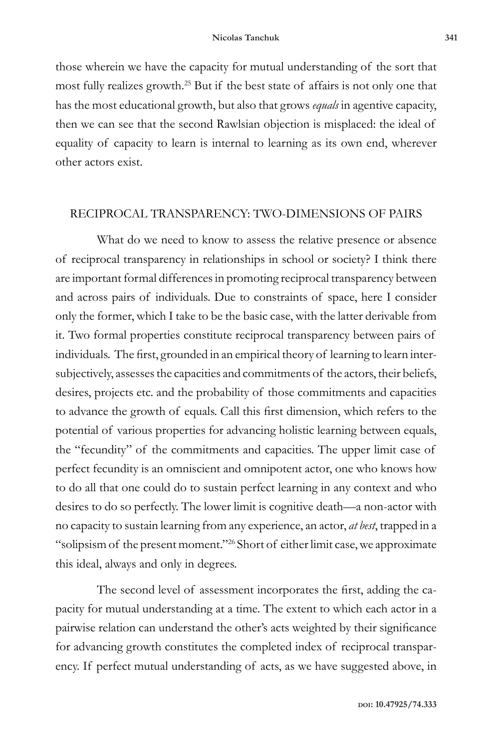those wherein we have the capacity for mutual understanding of the sort that most fully realizes growth.[25] But if the best state of affairs is not only one that has the most educational growth, but also that grows *equals* in agentive capacity, then we can see that the second Rawlsian objection is misplaced: the ideal of equality of capacity to learn is internal to learning as its own end, wherever other actors exist.

## RECIPROCAL TRANSPARENCY: TWO-DIMENSIONS OF PAIRS

What do we need to know to assess the relative presence or absence of reciprocal transparency in relationships in school or society? I think there are important formal differences in promoting reciprocal transparency between and across pairs of individuals. Due to constraints of space, here I consider only the former, which I take to be the basic case, with the latter derivable from it. Two formal properties constitute reciprocal transparency between pairs of individuals. The first, grounded in an empirical theory of learning to learn inter-subjectively, assesses the capacities and commitments of the actors, their beliefs, desires, projects etc. and the probability of those commitments and capacities to advance the growth of equals. Call this first dimension, which refers to the potential of various properties for advancing holistic learning between equals, the "fecundity" of the commitments and capacities. The upper limit case of perfect fecundity is an omniscient and omnipotent actor, one who knows how to do all that one could do to sustain perfect learning in any context and who desires to do so perfectly. The lower limit is cognitive death—a non-actor with no capacity to sustain learning from any experience, an actor, *at best*, trapped in a "solipsism of the present moment."[26] Short of either limit case, we approximate this ideal, always and only in degrees.

The second level of assessment incorporates the first, adding the capacity for mutual understanding at a time. The extent to which each actor in a pairwise relation can understand the other's acts weighted by their significance for advancing growth constitutes the completed index of reciprocal transparency. If perfect mutual understanding of acts, as we have suggested above, in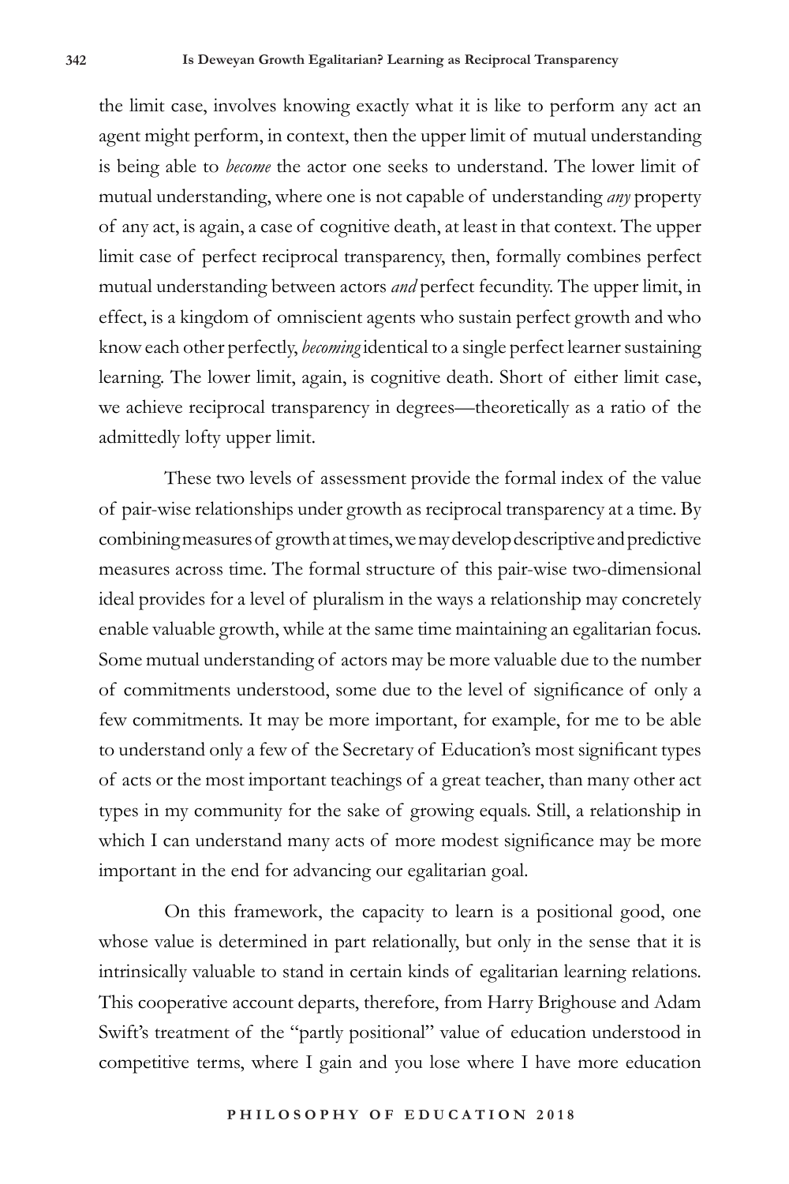the limit case, involves knowing exactly what it is like to perform any act an agent might perform, in context, then the upper limit of mutual understanding is being able to *become* the actor one seeks to understand. The lower limit of mutual understanding, where one is not capable of understanding *any* property of any act, is again, a case of cognitive death, at least in that context. The upper limit case of perfect reciprocal transparency, then, formally combines perfect mutual understanding between actors *and* perfect fecundity. The upper limit, in effect, is a kingdom of omniscient agents who sustain perfect growth and who know each other perfectly, *becoming* identical to a single perfect learner sustaining learning. The lower limit, again, is cognitive death. Short of either limit case, we achieve reciprocal transparency in degrees—theoretically as a ratio of the admittedly lofty upper limit.

These two levels of assessment provide the formal index of the value of pair-wise relationships under growth as reciprocal transparency at a time. By combining measures of growth at times, we may develop descriptive and predictive measures across time. The formal structure of this pair-wise two-dimensional ideal provides for a level of pluralism in the ways a relationship may concretely enable valuable growth, while at the same time maintaining an egalitarian focus. Some mutual understanding of actors may be more valuable due to the number of commitments understood, some due to the level of significance of only a few commitments. It may be more important, for example, for me to be able to understand only a few of the Secretary of Education's most significant types of acts or the most important teachings of a great teacher, than many other act types in my community for the sake of growing equals. Still, a relationship in which I can understand many acts of more modest significance may be more important in the end for advancing our egalitarian goal.

On this framework, the capacity to learn is a positional good, one whose value is determined in part relationally, but only in the sense that it is intrinsically valuable to stand in certain kinds of egalitarian learning relations. This cooperative account departs, therefore, from Harry Brighouse and Adam Swift's treatment of the "partly positional" value of education understood in competitive terms, where I gain and you lose where I have more education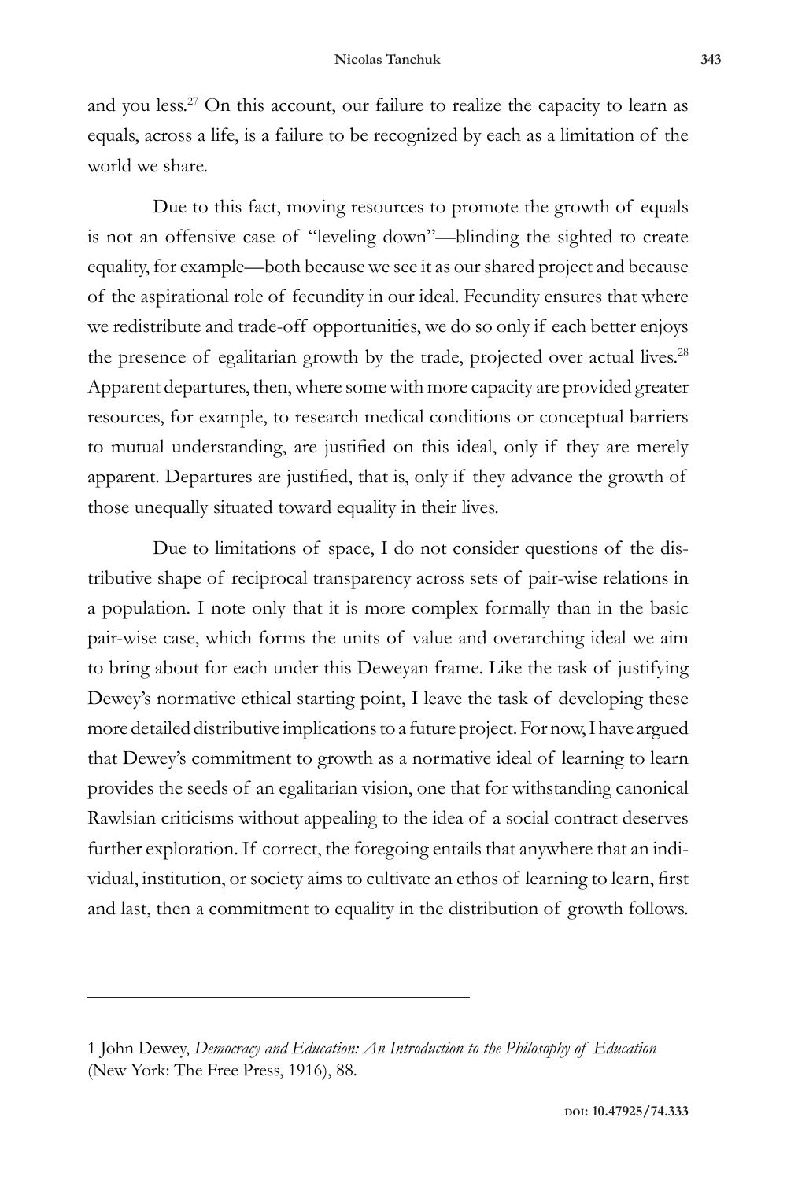and you less.[27] On this account, our failure to realize the capacity to learn as equals, across a life, is a failure to be recognized by each as a limitation of the world we share.

Due to this fact, moving resources to promote the growth of equals is not an offensive case of "leveling down"—blinding the sighted to create equality, for example—both because we see it as our shared project and because of the aspirational role of fecundity in our ideal. Fecundity ensures that where we redistribute and trade-off opportunities, we do so only if each better enjoys the presence of egalitarian growth by the trade, projected over actual lives.[28] Apparent departures, then, where some with more capacity are provided greater resources, for example, to research medical conditions or conceptual barriers to mutual understanding, are justified on this ideal, only if they are merely apparent. Departures are justified, that is, only if they advance the growth of those unequally situated toward equality in their lives.

Due to limitations of space, I do not consider questions of the distributive shape of reciprocal transparency across sets of pair-wise relations in a population. I note only that it is more complex formally than in the basic pair-wise case, which forms the units of value and overarching ideal we aim to bring about for each under this Deweyan frame. Like the task of justifying Dewey's normative ethical starting point, I leave the task of developing these more detailed distributive implications to a future project. For now, I have argued that Dewey's commitment to growth as a normative ideal of learning to learn provides the seeds of an egalitarian vision, one that for withstanding canonical Rawlsian criticisms without appealing to the idea of a social contract deserves further exploration. If correct, the foregoing entails that anywhere that an individual, institution, or society aims to cultivate an ethos of learning to learn, first and last, then a commitment to equality in the distribution of growth follows.

---

1 John Dewey, *Democracy and Education: An Introduction to the Philosophy of Education* (New York: The Free Press, 1916), 88.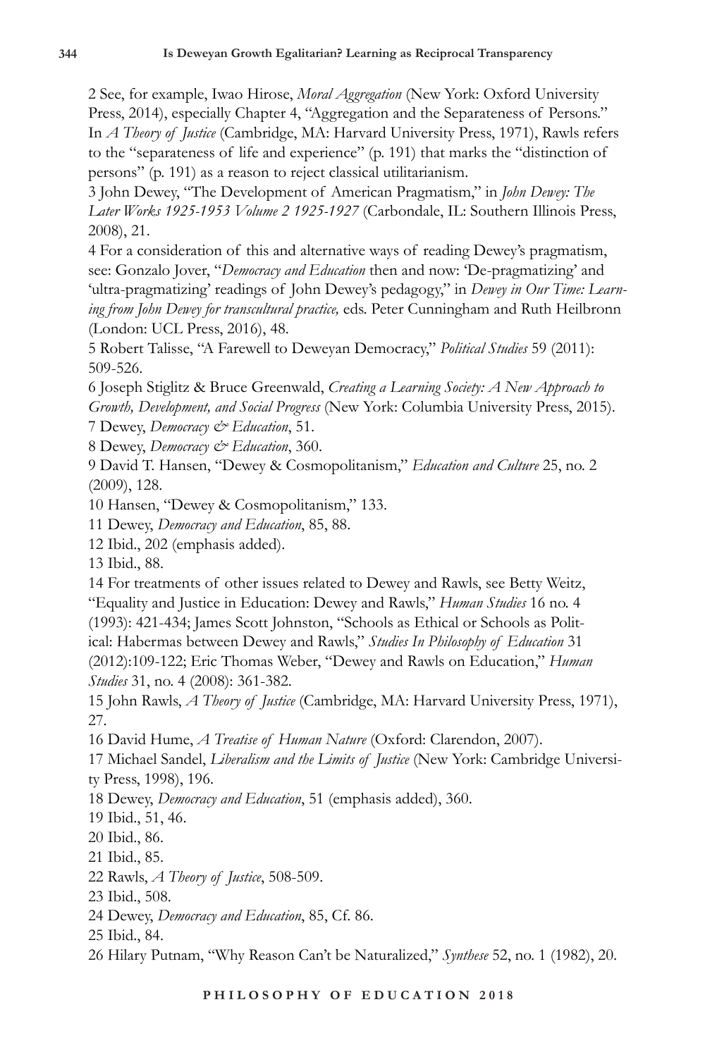2 See, for example, Iwao Hirose, *Moral Aggregation* (New York: Oxford University Press, 2014), especially Chapter 4, "Aggregation and the Separateness of Persons." In *A Theory of Justice* (Cambridge, MA: Harvard University Press, 1971), Rawls refers to the "separateness of life and experience" (p. 191) that marks the "distinction of persons" (p. 191) as a reason to reject classical utilitarianism.

3 John Dewey, "The Development of American Pragmatism," in *John Dewey: The Later Works 1925-1953 Volume 2 1925-1927* (Carbondale, IL: Southern Illinois Press, 2008), 21.

4 For a consideration of this and alternative ways of reading Dewey's pragmatism, see: Gonzalo Jover, "*Democracy and Education* then and now: 'De-pragmatizing' and 'ultra-pragmatizing' readings of John Dewey's pedagogy," in *Dewey in Our Time: Learning from John Dewey for transcultural practice,* eds. Peter Cunningham and Ruth Heilbronn (London: UCL Press, 2016), 48.

5 Robert Talisse, "A Farewell to Deweyan Democracy," *Political Studies* 59 (2011): 509-526.

6 Joseph Stiglitz & Bruce Greenwald, *Creating a Learning Society: A New Approach to Growth, Development, and Social Progress* (New York: Columbia University Press, 2015).

7 Dewey, *Democracy & Education*, 51.

8 Dewey, *Democracy & Education*, 360.

9 David T. Hansen, "Dewey & Cosmopolitanism," *Education and Culture* 25, no. 2 (2009), 128.

10 Hansen, "Dewey & Cosmopolitanism," 133.

11 Dewey, *Democracy and Education*, 85, 88.

12 Ibid., 202 (emphasis added).

13 Ibid., 88.

14 For treatments of other issues related to Dewey and Rawls, see Betty Weitz, "Equality and Justice in Education: Dewey and Rawls," *Human Studies* 16 no. 4 (1993): 421-434; James Scott Johnston, "Schools as Ethical or Schools as Political: Habermas between Dewey and Rawls," *Studies In Philosophy of Education* 31 (2012):109-122; Eric Thomas Weber, "Dewey and Rawls on Education," *Human Studies* 31, no. 4 (2008): 361-382.

15 John Rawls, *A Theory of Justice* (Cambridge, MA: Harvard University Press, 1971), 27.

16 David Hume, *A Treatise of Human Nature* (Oxford: Clarendon, 2007).

17 Michael Sandel, *Liberalism and the Limits of Justice* (New York: Cambridge University Press, 1998), 196.

18 Dewey, *Democracy and Education*, 51 (emphasis added), 360.

19 Ibid., 51, 46.

20 Ibid., 86.

21 Ibid., 85.

22 Rawls, *A Theory of Justice*, 508-509.

23 Ibid., 508.

24 Dewey, *Democracy and Education*, 85, Cf. 86.

25 Ibid., 84.

26 Hilary Putnam, "Why Reason Can't be Naturalized," *Synthese* 52, no. 1 (1982), 20.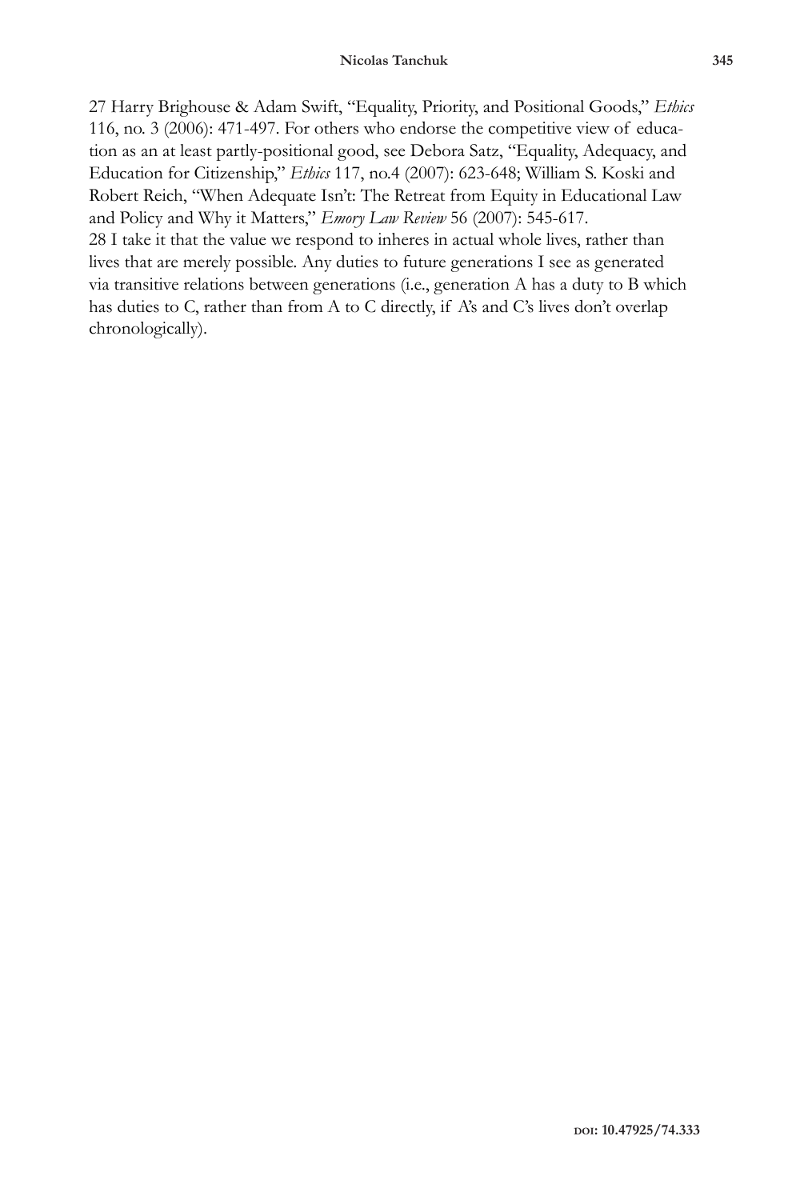27 Harry Brighouse & Adam Swift, "Equality, Priority, and Positional Goods," *Ethics* 116, no. 3 (2006): 471-497. For others who endorse the competitive view of education as an at least partly-positional good, see Debora Satz, "Equality, Adequacy, and Education for Citizenship," *Ethics* 117, no.4 (2007): 623-648; William S. Koski and Robert Reich, "When Adequate Isn't: The Retreat from Equity in Educational Law and Policy and Why it Matters," *Emory Law Review* 56 (2007): 545-617.

28 I take it that the value we respond to inheres in actual whole lives, rather than lives that are merely possible. Any duties to future generations I see as generated via transitive relations between generations (i.e., generation A has a duty to B which has duties to C, rather than from A to C directly, if A's and C's lives don't overlap chronologically).